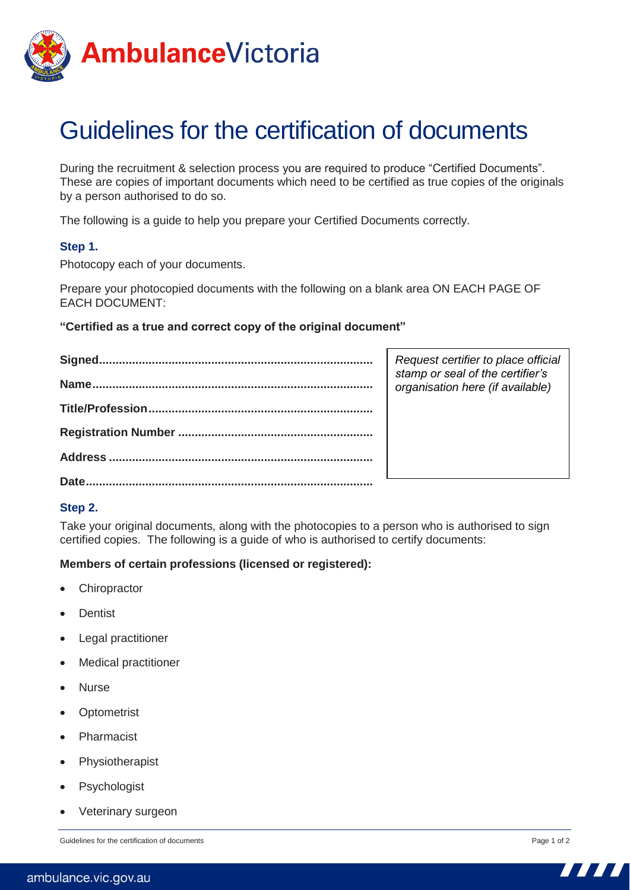# Guidelines for the certification of documents

During the recruitment & selection process you are required to produce "Certified Documents". These are copies of important documents which need to be certified as true copies of the originals by a person authorised to do so.

The following is a guide to help you prepare your Certified Documents correctly.

### Step 1.

Photocopy each of your documents.

Prepare your photocopied documents with the following on a blank area ON EACH PAGE OF EACH DOCUMENT:

**"Certified as a true and correct copy of the original document"**

**Signed.................................................................................**

**Name...................................................................................**

**Title/Profession...................................................................**

**Registration Number ..........................................................**

**Address ..............................................................................**

**Date.....................................................................................**

*Request certifier to place official stamp or seal of the certifier's organisation here (if available)*

### Step 2.

Take your original documents, along with the photocopies to a person who is authorised to sign certified copies. The following is a guide of who is authorised to certify documents:

**Members of certain professions (licensed or registered):**

- Chiropractor
- Dentist
- Legal practitioner
- Medical practitioner
- Nurse
- Optometrist
- Pharmacist
- Physiotherapist
- Psychologist
- Veterinary surgeon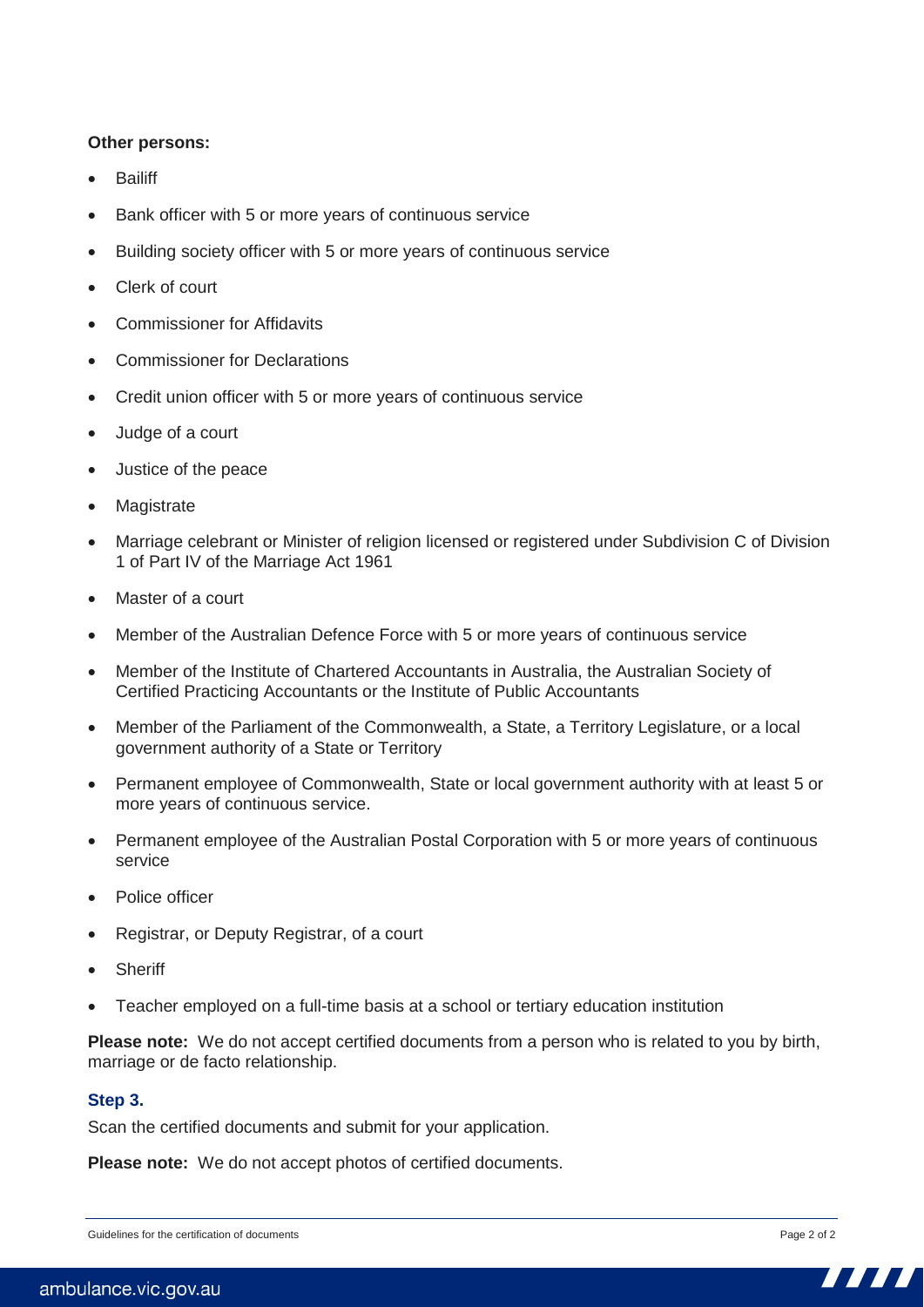**Other persons:**

- Bailiff
- Bank officer with 5 or more years of continuous service
- Building society officer with 5 or more years of continuous service
- Clerk of court
- Commissioner for Affidavits
- Commissioner for Declarations
- Credit union officer with 5 or more years of continuous service
- Judge of a court
- Justice of the peace
- Magistrate
- Marriage celebrant or Minister of religion licensed or registered under Subdivision C of Division 1 of Part IV of the Marriage Act 1961
- Master of a court
- Member of the Australian Defence Force with 5 or more years of continuous service
- Member of the Institute of Chartered Accountants in Australia, the Australian Society of Certified Practicing Accountants or the Institute of Public Accountants
- Member of the Parliament of the Commonwealth, a State, a Territory Legislature, or a local government authority of a State or Territory
- Permanent employee of Commonwealth, State or local government authority with at least 5 or more years of continuous service.
- Permanent employee of the Australian Postal Corporation with 5 or more years of continuous service
- Police officer
- Registrar, or Deputy Registrar, of a court
- Sheriff
- Teacher employed on a full-time basis at a school or tertiary education institution

**Please note:** We do not accept certified documents from a person who is related to you by birth, marriage or de facto relationship.

### Step 3.

Scan the certified documents and submit for your application.

**Please note:** We do not accept photos of certified documents.